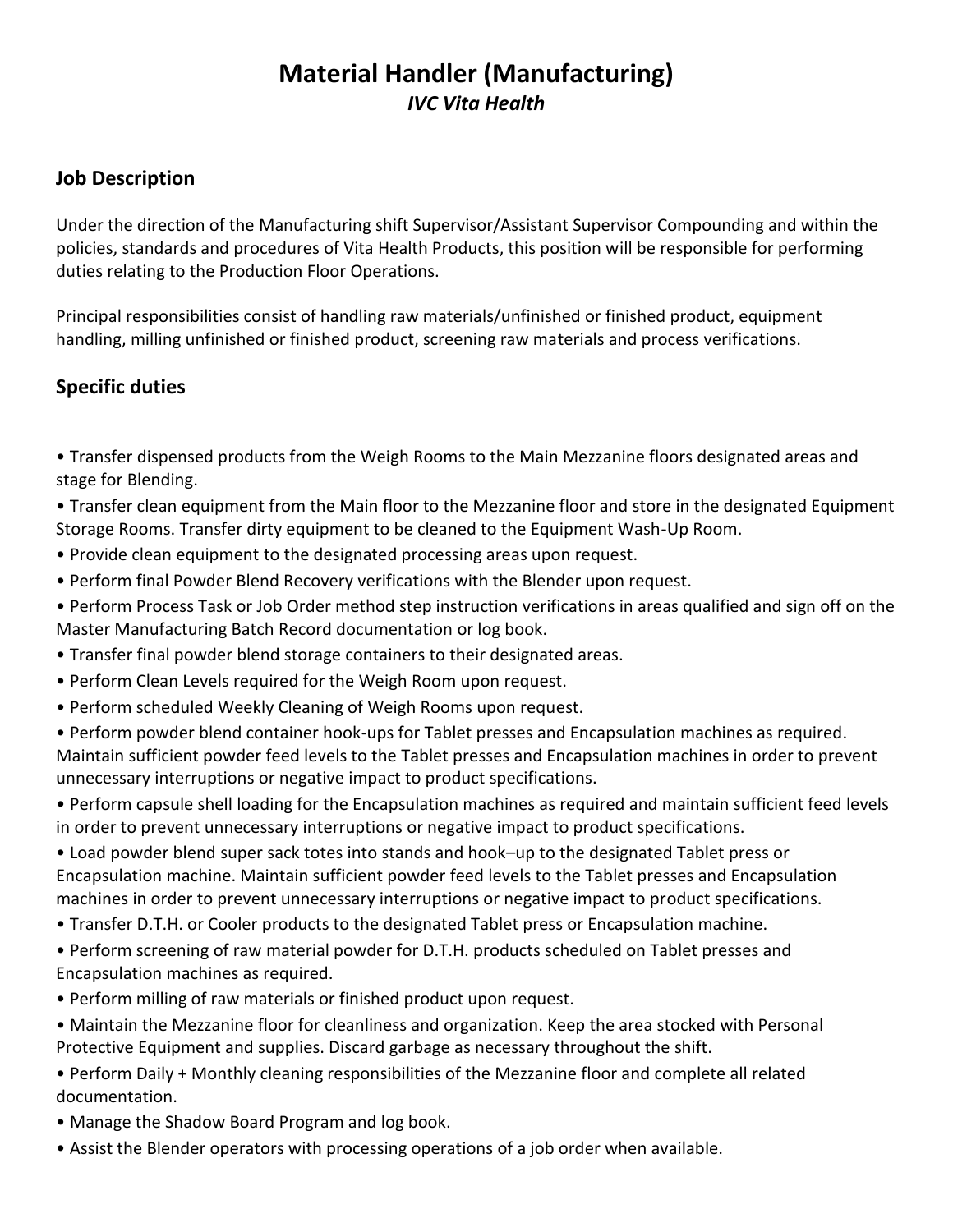# Material Handler (Manufacturing)

*IVC Vita Health*

## Job Description

Under the direction of the Manufacturing shift Supervisor/Assistant Supervisor Compounding and within the policies, standards and procedures of Vita Health Products, this position will be responsible for performing duties relating to the Production Floor Operations.

Principal responsibilities consist of handling raw materials/unfinished or finished product, equipment handling, milling unfinished or finished product, screening raw materials and process verifications.

## Specific duties

- Transfer dispensed products from the Weigh Rooms to the Main Mezzanine floors designated areas and stage for Blending.
- Transfer clean equipment from the Main floor to the Mezzanine floor and store in the designated Equipment Storage Rooms. Transfer dirty equipment to be cleaned to the Equipment Wash-Up Room.
- Provide clean equipment to the designated processing areas upon request.
- Perform final Powder Blend Recovery verifications with the Blender upon request.
- Perform Process Task or Job Order method step instruction verifications in areas qualified and sign off on the Master Manufacturing Batch Record documentation or log book.
- Transfer final powder blend storage containers to their designated areas.
- Perform Clean Levels required for the Weigh Room upon request.
- Perform scheduled Weekly Cleaning of Weigh Rooms upon request.
- Perform powder blend container hook-ups for Tablet presses and Encapsulation machines as required. Maintain sufficient powder feed levels to the Tablet presses and Encapsulation machines in order to prevent unnecessary interruptions or negative impact to product specifications.
- Perform capsule shell loading for the Encapsulation machines as required and maintain sufficient feed levels in order to prevent unnecessary interruptions or negative impact to product specifications.
- Load powder blend super sack totes into stands and hook–up to the designated Tablet press or Encapsulation machine. Maintain sufficient powder feed levels to the Tablet presses and Encapsulation machines in order to prevent unnecessary interruptions or negative impact to product specifications.
- Transfer D.T.H. or Cooler products to the designated Tablet press or Encapsulation machine.
- Perform screening of raw material powder for D.T.H. products scheduled on Tablet presses and Encapsulation machines as required.
- Perform milling of raw materials or finished product upon request.
- Maintain the Mezzanine floor for cleanliness and organization. Keep the area stocked with Personal Protective Equipment and supplies. Discard garbage as necessary throughout the shift.
- Perform Daily + Monthly cleaning responsibilities of the Mezzanine floor and complete all related documentation.
- Manage the Shadow Board Program and log book.
- Assist the Blender operators with processing operations of a job order when available.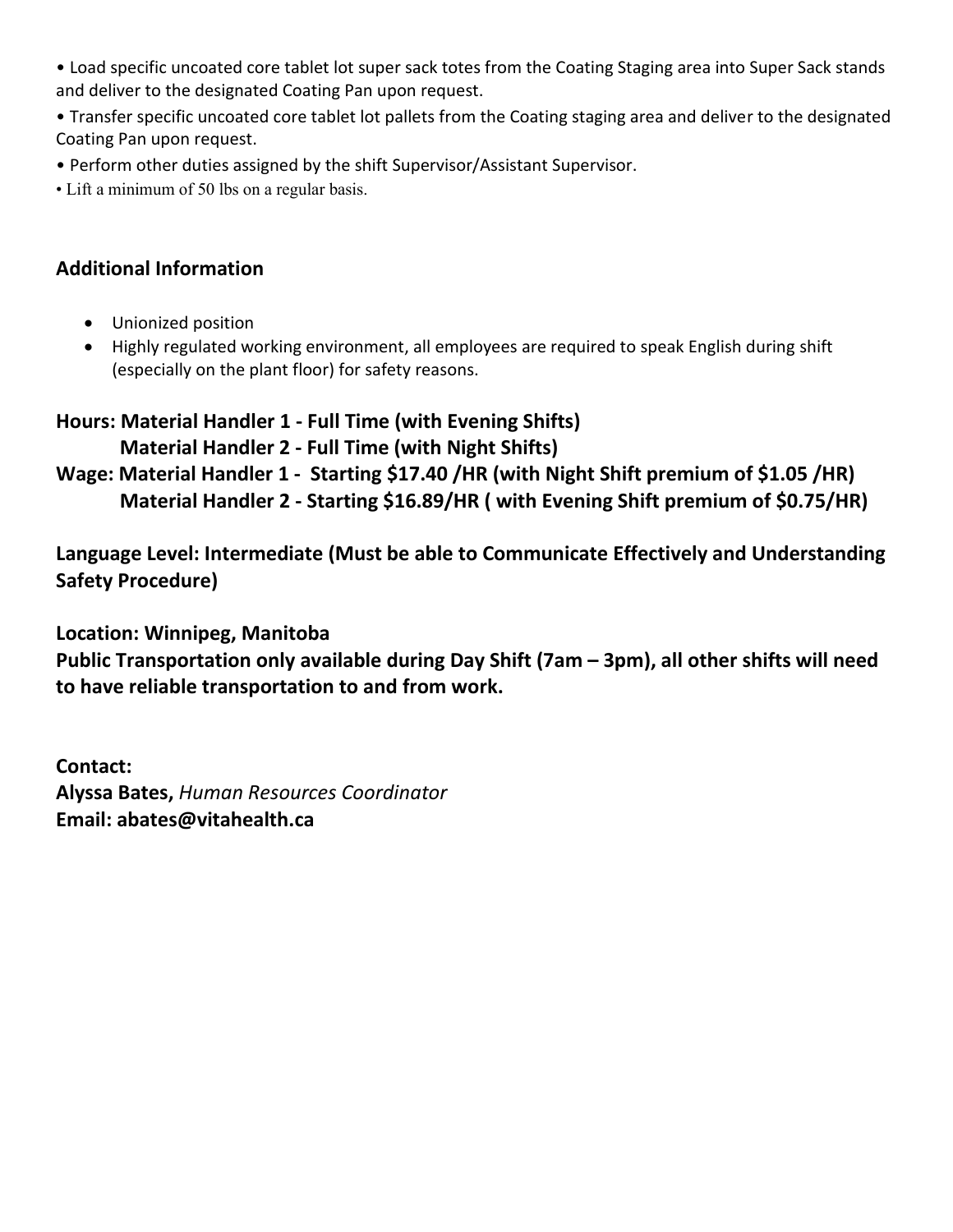- Load specific uncoated core tablet lot super sack totes from the Coating Staging area into Super Sack stands and deliver to the designated Coating Pan upon request.
- Transfer specific uncoated core tablet lot pallets from the Coating staging area and deliver to the designated Coating Pan upon request.
- Perform other duties assigned by the shift Supervisor/Assistant Supervisor.
- Lift a minimum of 50 lbs on a regular basis.

## Additional Information

- Unionized position
- Highly regulated working environment, all employees are required to speak English during shift (especially on the plant floor) for safety reasons.

**Hours: Material Handler 1 - Full Time (with Evening Shifts)**
**Material Handler 2 - Full Time (with Night Shifts)**
**Wage: Material Handler 1 - Starting $17.40 /HR (with Night Shift premium of $1.05 /HR)**
**Material Handler 2 - Starting $16.89/HR ( with Evening Shift premium of $0.75/HR)**

**Language Level: Intermediate (Must be able to Communicate Effectively and Understanding Safety Procedure)**

**Location: Winnipeg, Manitoba**
**Public Transportation only available during Day Shift (7am – 3pm), all other shifts will need to have reliable transportation to and from work.**

**Contact:**
**Alyssa Bates,** *Human Resources Coordinator*
**Email: abates@vitahealth.ca**